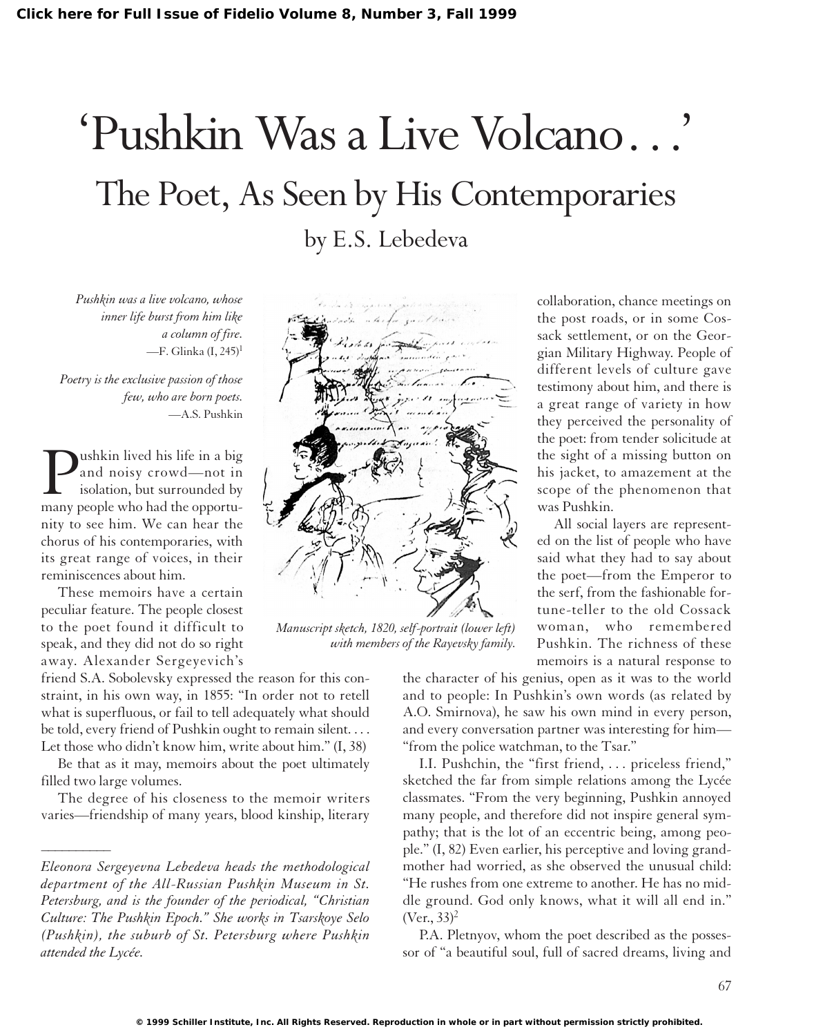# 'Pushkin Was a Live Volcano...'

## The Poet, As Seen by His Contemporaries

by E.S. Lebedeva

*Pushkin was a live volcano, whose inner life burst from him like a column of fire.*
—F. Glinka (I, 245)[1]

*Poetry is the exclusive passion of those few, who are born poets.*
—A.S. Pushkin

Pushkin lived his life in a big and noisy crowd—not in isolation, but surrounded by many people who had the opportunity to see him. We can hear the chorus of his contemporaries, with its great range of voices, in their reminiscences about him.

These memoirs have a certain peculiar feature. The people closest to the poet found it difficult to speak, and they did not do so right away. Alexander Sergeyevich's friend S.A. Sobolevsky expressed the reason for this constraint, in his own way, in 1855: "In order not to retell what is superfluous, or fail to tell adequately what should be told, every friend of Pushkin ought to remain silent. . . . Let those who didn't know him, write about him." (I, 38)

Be that as it may, memoirs about the poet ultimately filled two large volumes.

The degree of his closeness to the memoir writers varies—friendship of many years, blood kinship, literary collaboration, chance meetings on the post roads, or in some Cossack settlement, or on the Georgian Military Highway. People of different levels of culture gave testimony about him, and there is a great range of variety in how they perceived the personality of the poet: from tender solicitude at the sight of a missing button on his jacket, to amazement at the scope of the phenomenon that was Pushkin.

Manuscript sketch, 1820, self-portrait (lower left) with members of the Rayevsky family.

All social layers are represented on the list of people who have said what they had to say about the poet—from the Emperor to the serf, from the fashionable fortune-teller to the old Cossack woman, who remembered Pushkin. The richness of these memoirs is a natural response to the character of his genius, open as it was to the world and to people: In Pushkin's own words (as related by A.O. Smirnova), he saw his own mind in every person, and every conversation partner was interesting for him—"from the police watchman, to the Tsar."

I.I. Pushchin, the "first friend, . . . priceless friend," sketched the far from simple relations among the Lycée classmates. "From the very beginning, Pushkin annoyed many people, and therefore did not inspire general sympathy; that is the lot of an eccentric being, among people." (I, 82) Even earlier, his perceptive and loving grandmother had worried, as she observed the unusual child: "He rushes from one extreme to another. He has no middle ground. God only knows, what it will all end in." (Ver., 33)[2]

P.A. Pletnyov, whom the poet described as the possessor of "a beautiful soul, full of sacred dreams, living and

---

*Eleonora Sergeyevna Lebedeva heads the methodological department of the All-Russian Pushkin Museum in St. Petersburg, and is the founder of the periodical, "Christian Culture: The Pushkin Epoch." She works in Tsarskoye Selo (Pushkin), the suburb of St. Petersburg where Pushkin attended the Lycée.*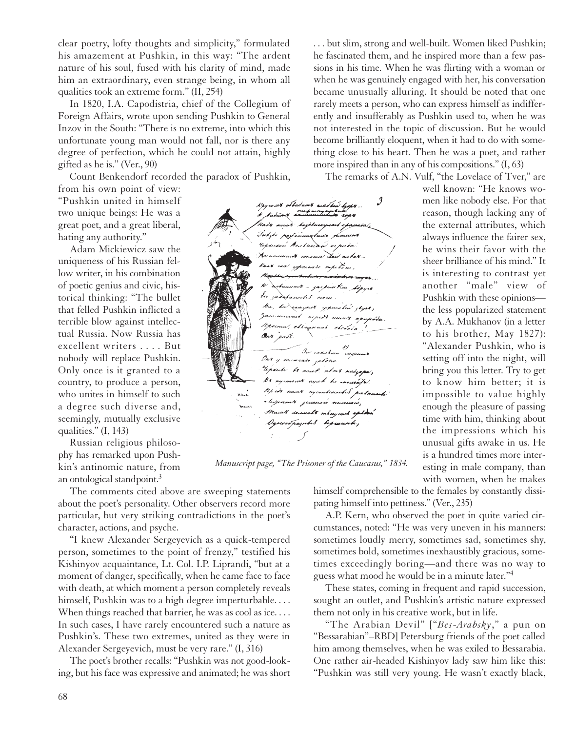clear poetry, lofty thoughts and simplicity," formulated his amazement at Pushkin, in this way: "The ardent nature of his soul, fused with his clarity of mind, made him an extraordinary, even strange being, in whom all qualities took an extreme form." (II, 254)

In 1820, I.A. Capodistria, chief of the Collegium of Foreign Affairs, wrote upon sending Pushkin to General Inzov in the South: "There is no extreme, into which this unfortunate young man would not fall, nor is there any degree of perfection, which he could not attain, highly gifted as he is." (Ver., 90)

Count Benkendorf recorded the paradox of Pushkin, from his own point of view: "Pushkin united in himself two unique beings: He was a great poet, and a great liberal, hating any authority."

Adam Mickiewicz saw the uniqueness of his Russian fellow writer, in his combination of poetic genius and civic, historical thinking: "The bullet that felled Pushkin inflicted a terrible blow against intellectual Russia. Now Russia has excellent writers . . . . But nobody will replace Pushkin. Only once is it granted to a country, to produce a person, who unites in himself to such a degree such diverse and, seemingly, mutually exclusive qualities." (I, 143)

Russian religious philosophy has remarked upon Pushkin's antinomic nature, from an ontological standpoint.[3]

The comments cited above are sweeping statements about the poet's personality. Other observers record more particular, but very striking contradictions in the poet's character, actions, and psyche.

"I knew Alexander Sergeyevich as a quick-tempered person, sometimes to the point of frenzy," testified his Kishinyov acquaintance, Lt. Col. I.P. Liprandi, "but at a moment of danger, specifically, when he came face to face with death, at which moment a person completely reveals himself, Pushkin was to a high degree imperturbable. . . . When things reached that barrier, he was as cool as ice. . . . In such cases, I have rarely encountered such a nature as Pushkin's. These two extremes, united as they were in Alexander Sergeyevich, must be very rare." (I, 316)

The poet's brother recalls: "Pushkin was not good-looking, but his face was expressive and animated; he was short . . . but slim, strong and well-built. Women liked Pushkin; he fascinated them, and he inspired more than a few passions in his time. When he was flirting with a woman or when he was genuinely engaged with her, his conversation became unusually alluring. It should be noted that one rarely meets a person, who can express himself as indifferently and insufferably as Pushkin used to, when he was not interested in the topic of discussion. But he would become brilliantly eloquent, when it had to do with something close to his heart. Then he was a poet, and rather more inspired than in any of his compositions." (I, 63)

*Manuscript page, "The Prisoner of the Caucasus," 1834.*

The remarks of A.N. Vulf, "the Lovelace of Tver," are well known: "He knows women like nobody else. For that reason, though lacking any of the external attributes, which always influence the fairer sex, he wins their favor with the sheer brilliance of his mind." It is interesting to contrast yet another "male" view of Pushkin with these opinions—the less popularized statement by A.A. Mukhanov (in a letter to his brother, May 1827): "Alexander Pushkin, who is setting off into the night, will bring you this letter. Try to get to know him better; it is impossible to value highly enough the pleasure of passing time with him, thinking about the impressions which his unusual gifts awake in us. He is a hundred times more interesting in male company, than with women, when he makes himself comprehensible to the females by constantly dissipating himself into pettiness." (Ver., 235)

A.P. Kern, who observed the poet in quite varied circumstances, noted: "He was very uneven in his manners: sometimes loudly merry, sometimes sad, sometimes shy, sometimes bold, sometimes inexhaustibly gracious, sometimes exceedingly boring—and there was no way to guess what mood he would be in a minute later."[4]

These states, coming in frequent and rapid succession, sought an outlet, and Pushkin's artistic nature expressed them not only in his creative work, but in life.

"The Arabian Devil" ["*Bes-Arabsky*," a pun on "Bessarabian"–RBD] Petersburg friends of the poet called him among themselves, when he was exiled to Bessarabia. One rather air-headed Kishinyov lady saw him like this: "Pushkin was still very young. He wasn't exactly black,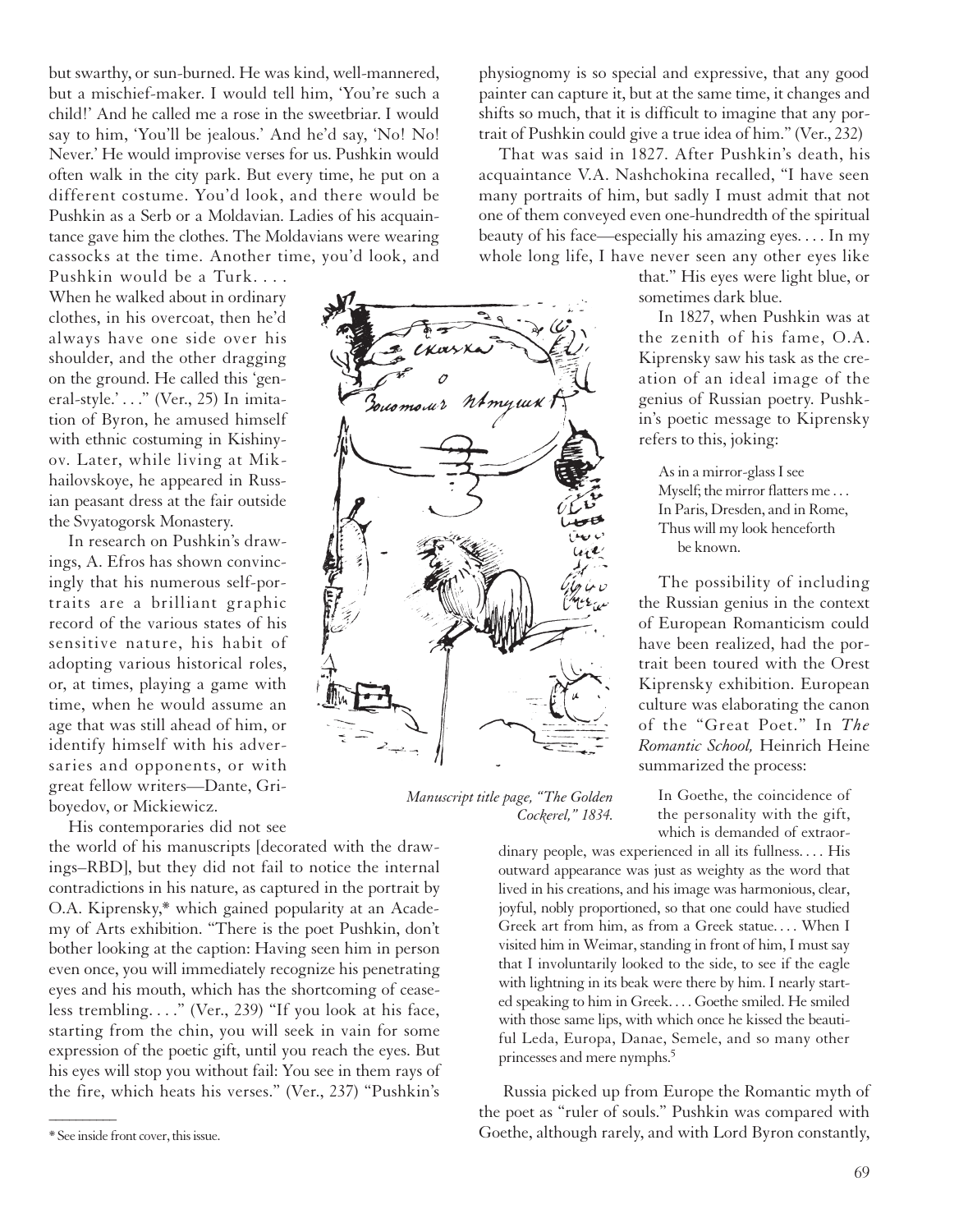but swarthy, or sun-burned. He was kind, well-mannered, but a mischief-maker. I would tell him, 'You're such a child!' And he called me a rose in the sweetbriar. I would say to him, 'You'll be jealous.' And he'd say, 'No! No! Never.' He would improvise verses for us. Pushkin would often walk in the city park. But every time, he put on a different costume. You'd look, and there would be Pushkin as a Serb or a Moldavian. Ladies of his acquaintance gave him the clothes. The Moldavians were wearing cassocks at the time. Another time, you'd look, and Pushkin would be a Turk. . . . When he walked about in ordinary clothes, in his overcoat, then he'd always have one side over his shoulder, and the other dragging on the ground. He called this 'general-style.' . . ." (Ver., 25) In imitation of Byron, he amused himself with ethnic costuming in Kishinyov. Later, while living at Mikhailovskoye, he appeared in Russian peasant dress at the fair outside the Svyatogorsk Monastery.

In research on Pushkin's drawings, A. Efros has shown convincingly that his numerous self-portraits are a brilliant graphic record of the various states of his sensitive nature, his habit of adopting various historical roles, or, at times, playing a game with time, when he would assume an age that was still ahead of him, or identify himself with his adversaries and opponents, or with great fellow writers—Dante, Griboyedov, or Mickiewicz.

His contemporaries did not see the world of his manuscripts [decorated with the drawings–RBD], but they did not fail to notice the internal contradictions in his nature, as captured in the portrait by O.A. Kiprensky,* which gained popularity at an Academy of Arts exhibition. "There is the poet Pushkin, don't bother looking at the caption: Having seen him in person even once, you will immediately recognize his penetrating eyes and his mouth, which has the shortcoming of ceaseless trembling. . . ." (Ver., 239) "If you look at his face, starting from the chin, you will seek in vain for some expression of the poetic gift, until you reach the eyes. But his eyes will stop you without fail: You see in them rays of the fire, which heats his verses." (Ver., 237) "Pushkin's physiognomy is so special and expressive, that any good painter can capture it, but at the same time, it changes and shifts so much, that it is difficult to imagine that any portrait of Pushkin could give a true idea of him." (Ver., 232)

That was said in 1827. After Pushkin's death, his acquaintance V.A. Nashchokina recalled, "I have seen many portraits of him, but sadly I must admit that not one of them conveyed even one-hundredth of the spiritual beauty of his face—especially his amazing eyes. . . . In my whole long life, I have never seen any other eyes like that." His eyes were light blue, or sometimes dark blue.

In 1827, when Pushkin was at the zenith of his fame, O.A. Kiprensky saw his task as the creation of an ideal image of the genius of Russian poetry. Pushkin's poetic message to Kiprensky refers to this, joking:

> As in a mirror-glass I see
> Myself; the mirror flatters me . . .
> In Paris, Dresden, and in Rome,
> Thus will my look henceforth
> be known.

The possibility of including the Russian genius in the context of European Romanticism could have been realized, had the portrait been toured with the Orest Kiprensky exhibition. European culture was elaborating the canon of the "Great Poet." In *The Romantic School,* Heinrich Heine summarized the process:

> In Goethe, the coincidence of the personality with the gift, which is demanded of extraordinary people, was experienced in all its fullness. . . . His outward appearance was just as weighty as the word that lived in his creations, and his image was harmonious, clear, joyful, nobly proportioned, so that one could have studied Greek art from him, as from a Greek statue. . . . When I visited him in Weimar, standing in front of him, I must say that I involuntarily looked to the side, to see if the eagle with lightning in its beak were there by him. I nearly started speaking to him in Greek. . . . Goethe smiled. He smiled with those same lips, with which once he kissed the beautiful Leda, Europa, Danae, Semele, and so many other princesses and mere nymphs.[5]

Russia picked up from Europe the Romantic myth of the poet as "ruler of souls." Pushkin was compared with Goethe, although rarely, and with Lord Byron constantly,

*Manuscript title page, "The Golden Cockerel," 1834.*

---

\* See inside front cover, this issue.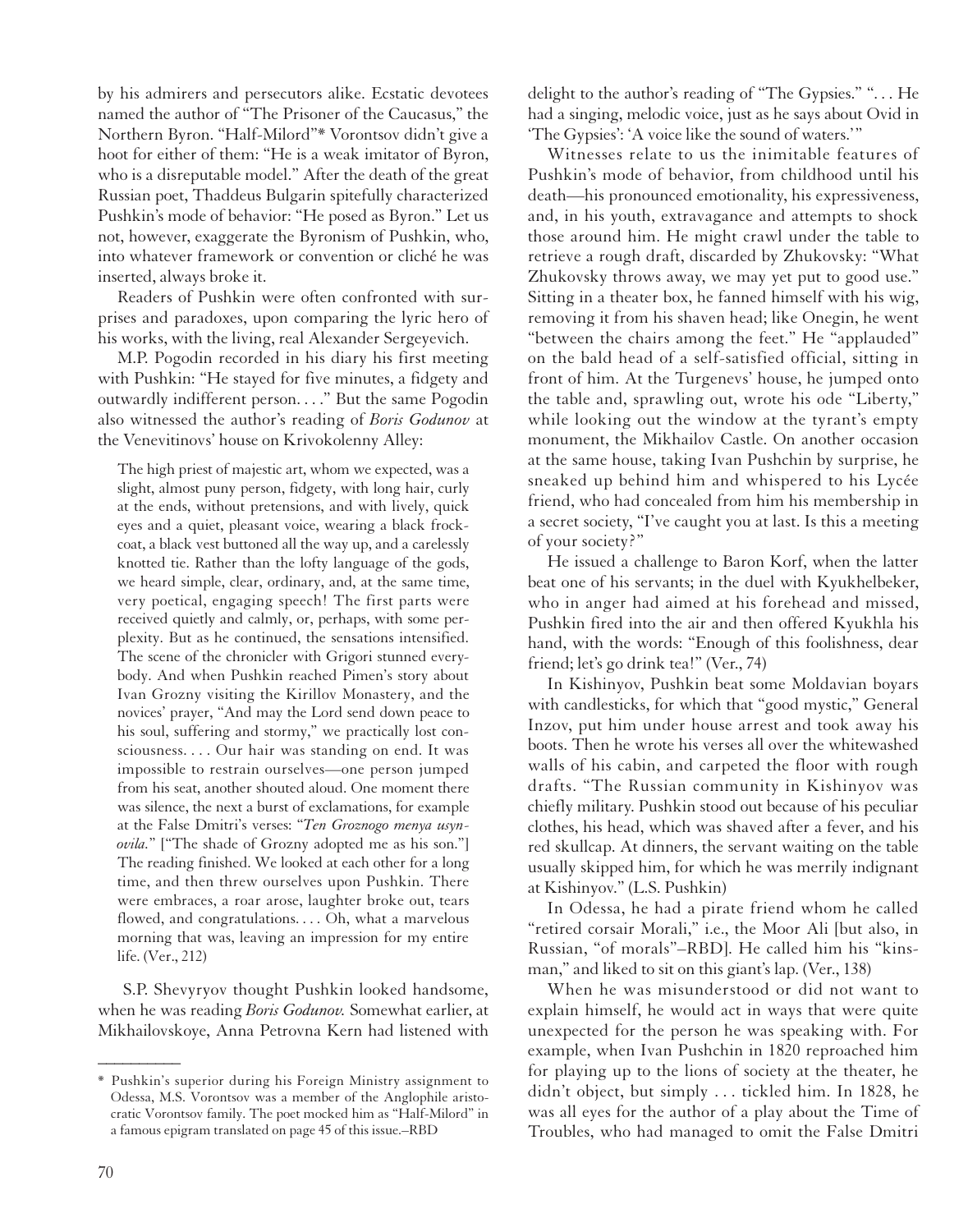by his admirers and persecutors alike. Ecstatic devotees named the author of "The Prisoner of the Caucasus," the Northern Byron. "Half-Milord"* Vorontsov didn't give a hoot for either of them: "He is a weak imitator of Byron, who is a disreputable model." After the death of the great Russian poet, Thaddeus Bulgarin spitefully characterized Pushkin's mode of behavior: "He posed as Byron." Let us not, however, exaggerate the Byronism of Pushkin, who, into whatever framework or convention or cliché he was inserted, always broke it.

Readers of Pushkin were often confronted with surprises and paradoxes, upon comparing the lyric hero of his works, with the living, real Alexander Sergeyevich.

M.P. Pogodin recorded in his diary his first meeting with Pushkin: "He stayed for five minutes, a fidgety and outwardly indifferent person. . . ." But the same Pogodin also witnessed the author's reading of *Boris Godunov* at the Venevitinovs' house on Krivokolenny Alley:

> The high priest of majestic art, whom we expected, was a slight, almost puny person, fidgety, with long hair, curly at the ends, without pretensions, and with lively, quick eyes and a quiet, pleasant voice, wearing a black frock-coat, a black vest buttoned all the way up, and a carelessly knotted tie. Rather than the lofty language of the gods, we heard simple, clear, ordinary, and, at the same time, very poetical, engaging speech! The first parts were received quietly and calmly, or, perhaps, with some perplexity. But as he continued, the sensations intensified. The scene of the chronicler with Grigori stunned everybody. And when Pushkin reached Pimen's story about Ivan Grozny visiting the Kirillov Monastery, and the novices' prayer, "And may the Lord send down peace to his soul, suffering and stormy," we practically lost consciousness. . . . Our hair was standing on end. It was impossible to restrain ourselves—one person jumped from his seat, another shouted aloud. One moment there was silence, the next a burst of exclamations, for example at the False Dmitri's verses: "*Ten Groznogo menya usynovila.*" ["The shade of Grozny adopted me as his son."] The reading finished. We looked at each other for a long time, and then threw ourselves upon Pushkin. There were embraces, a roar arose, laughter broke out, tears flowed, and congratulations. . . . Oh, what a marvelous morning that was, leaving an impression for my entire life. (Ver., 212)

S.P. Shevyryov thought Pushkin looked handsome, when he was reading *Boris Godunov.* Somewhat earlier, at Mikhailovskoye, Anna Petrovna Kern had listened with delight to the author's reading of "The Gypsies." ". . . He had a singing, melodic voice, just as he says about Ovid in 'The Gypsies': 'A voice like the sound of waters.'"

Witnesses relate to us the inimitable features of Pushkin's mode of behavior, from childhood until his death—his pronounced emotionality, his expressiveness, and, in his youth, extravagance and attempts to shock those around him. He might crawl under the table to retrieve a rough draft, discarded by Zhukovsky: "What Zhukovsky throws away, we may yet put to good use." Sitting in a theater box, he fanned himself with his wig, removing it from his shaven head; like Onegin, he went "between the chairs among the feet." He "applauded" on the bald head of a self-satisfied official, sitting in front of him. At the Turgenevs' house, he jumped onto the table and, sprawling out, wrote his ode "Liberty," while looking out the window at the tyrant's empty monument, the Mikhailov Castle. On another occasion at the same house, taking Ivan Pushchin by surprise, he sneaked up behind him and whispered to his Lycée friend, who had concealed from him his membership in a secret society, "I've caught you at last. Is this a meeting of your society?"

He issued a challenge to Baron Korf, when the latter beat one of his servants; in the duel with Kyukhelbeker, who in anger had aimed at his forehead and missed, Pushkin fired into the air and then offered Kyukhla his hand, with the words: "Enough of this foolishness, dear friend; let's go drink tea!" (Ver., 74)

In Kishinyov, Pushkin beat some Moldavian boyars with candlesticks, for which that "good mystic," General Inzov, put him under house arrest and took away his boots. Then he wrote his verses all over the whitewashed walls of his cabin, and carpeted the floor with rough drafts. "The Russian community in Kishinyov was chiefly military. Pushkin stood out because of his peculiar clothes, his head, which was shaved after a fever, and his red skullcap. At dinners, the servant waiting on the table usually skipped him, for which he was merrily indignant at Kishinyov." (L.S. Pushkin)

In Odessa, he had a pirate friend whom he called "retired corsair Morali," i.e., the Moor Ali [but also, in Russian, "of morals"–RBD]. He called him his "kinsman," and liked to sit on this giant's lap. (Ver., 138)

When he was misunderstood or did not want to explain himself, he would act in ways that were quite unexpected for the person he was speaking with. For example, when Ivan Pushchin in 1820 reproached him for playing up to the lions of society at the theater, he didn't object, but simply . . . tickled him. In 1828, he was all eyes for the author of a play about the Time of Troubles, who had managed to omit the False Dmitri

---

\* Pushkin's superior during his Foreign Ministry assignment to Odessa, M.S. Vorontsov was a member of the Anglophile aristocratic Vorontsov family. The poet mocked him as "Half-Milord" in a famous epigram translated on page 45 of this issue.–RBD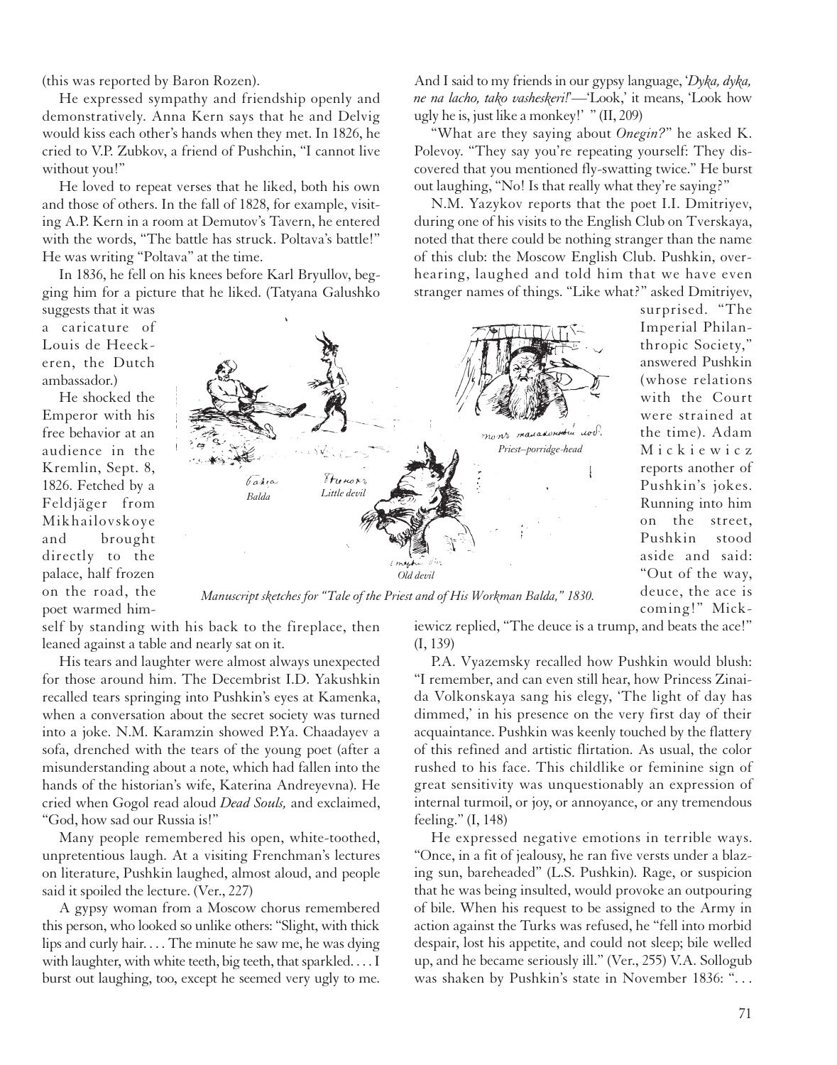(this was reported by Baron Rozen).

He expressed sympathy and friendship openly and demonstratively. Anna Kern says that he and Delvig would kiss each other's hands when they met. In 1826, he cried to V.P. Zubkov, a friend of Pushchin, "I cannot live without you!"

He loved to repeat verses that he liked, both his own and those of others. In the fall of 1828, for example, visiting A.P. Kern in a room at Demutov's Tavern, he entered with the words, "The battle has struck. Poltava's battle!" He was writing "Poltava" at the time.

In 1836, he fell on his knees before Karl Bryullov, begging him for a picture that he liked. (Tatyana Galushko suggests that it was a caricature of Louis de Heeckeren, the Dutch ambassador.)

He shocked the Emperor with his free behavior at an audience in the Kremlin, Sept. 8, 1826. Fetched by a Feldjäger from Mikhailovskoye and brought directly to the palace, half frozen on the road, the poet warmed himself by standing with his back to the fireplace, then leaned against a table and nearly sat on it.

Балда
Balda

Бесенок
Little devil

поп толоконный лоб
Priest–porridge-head

Старый бес
Old devil

*Manuscript sketches for "Tale of the Priest and of His Workman Balda," 1830.*

His tears and laughter were almost always unexpected for those around him. The Decembrist I.D. Yakushkin recalled tears springing into Pushkin's eyes at Kamenka, when a conversation about the secret society was turned into a joke. N.M. Karamzin showed P.Ya. Chaadayev a sofa, drenched with the tears of the young poet (after a misunderstanding about a note, which had fallen into the hands of the historian's wife, Katerina Andreyevna). He cried when Gogol read aloud *Dead Souls,* and exclaimed, "God, how sad our Russia is!"

Many people remembered his open, white-toothed, unpretentious laugh. At a visiting Frenchman's lectures on literature, Pushkin laughed, almost aloud, and people said it spoiled the lecture. (Ver., 227)

A gypsy woman from a Moscow chorus remembered this person, who looked so unlike others: "Slight, with thick lips and curly hair. . . . The minute he saw me, he was dying with laughter, with white teeth, big teeth, that sparkled. . . . I burst out laughing, too, except he seemed very ugly to me. And I said to my friends in our gypsy language, '*Dyka, dyka, ne na lacho, tako vasheskeri!*'—'Look,' it means, 'Look how ugly he is, just like a monkey!' " (II, 209)

"What are they saying about *Onegin?*" he asked K. Polevoy. "They say you're repeating yourself: They discovered that you mentioned fly-swatting twice." He burst out laughing, "No! Is that really what they're saying?"

N.M. Yazykov reports that the poet I.I. Dmitriyev, during one of his visits to the English Club on Tverskaya, noted that there could be nothing stranger than the name of this club: the Moscow English Club. Pushkin, overhearing, laughed and told him that we have even stranger names of things. "Like what?" asked Dmitriyev, surprised. "The Imperial Philanthropic Society," answered Pushkin (whose relations with the Court were strained at the time). Adam Mickiewicz reports another of Pushkin's jokes. Running into him on the street, Pushkin stood aside and said: "Out of the way, deuce, the ace is coming!" Mickiewicz replied, "The deuce is a trump, and beats the ace!" (I, 139)

P.A. Vyazemsky recalled how Pushkin would blush: "I remember, and can even still hear, how Princess Zinaida Volkonskaya sang his elegy, 'The light of day has dimmed,' in his presence on the very first day of their acquaintance. Pushkin was keenly touched by the flattery of this refined and artistic flirtation. As usual, the color rushed to his face. This childlike or feminine sign of great sensitivity was unquestionably an expression of internal turmoil, or joy, or annoyance, or any tremendous feeling." (I, 148)

He expressed negative emotions in terrible ways. "Once, in a fit of jealousy, he ran five versts under a blazing sun, bareheaded" (L.S. Pushkin). Rage, or suspicion that he was being insulted, would provoke an outpouring of bile. When his request to be assigned to the Army in action against the Turks was refused, he "fell into morbid despair, lost his appetite, and could not sleep; bile welled up, and he became seriously ill." (Ver., 255) V.A. Sollogub was shaken by Pushkin's state in November 1836: ". . .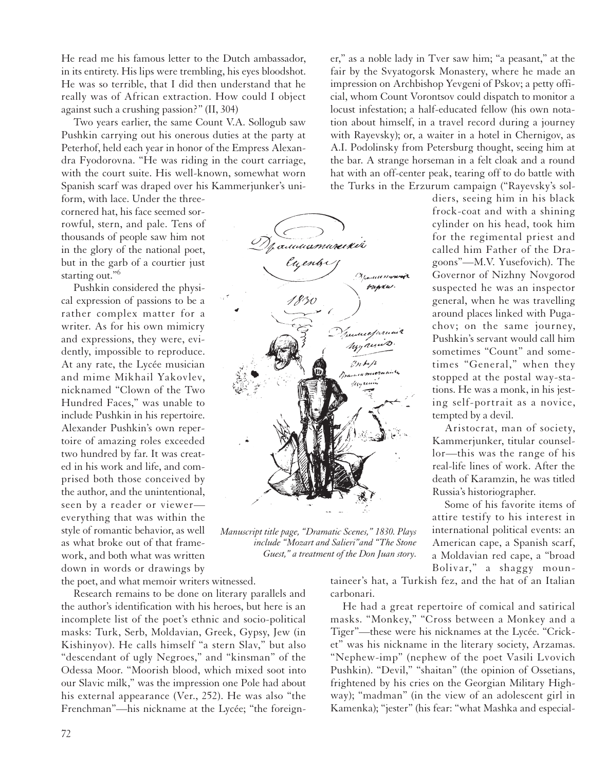He read me his famous letter to the Dutch ambassador, in its entirety. His lips were trembling, his eyes bloodshot. He was so terrible, that I did then understand that he really was of African extraction. How could I object against such a crushing passion?" (II, 304)

Two years earlier, the same Count V.A. Sollogub saw Pushkin carrying out his onerous duties at the party at Peterhof, held each year in honor of the Empress Alexandra Fyodorovna. "He was riding in the court carriage, with the court suite. His well-known, somewhat worn Spanish scarf was draped over his Kammerjunker's uniform, with lace. Under the three-cornered hat, his face seemed sorrowful, stern, and pale. Tens of thousands of people saw him not in the glory of the national poet, but in the garb of a courtier just starting out."[6]

Pushkin considered the physical expression of passions to be a rather complex matter for a writer. As for his own mimicry and expressions, they were, evidently, impossible to reproduce. At any rate, the Lycée musician and mime Mikhail Yakovlev, nicknamed "Clown of the Two Hundred Faces," was unable to include Pushkin in his repertoire. Alexander Pushkin's own repertoire of amazing roles exceeded two hundred by far. It was created in his work and life, and comprised both those conceived by the author, and the unintentional, seen by a reader or viewer—everything that was within the style of romantic behavior, as well as what broke out of that framework, and both what was written down in words or drawings by the poet, and what memoir writers witnessed.

*Manuscript title page, "Dramatic Scenes," 1830. Plays include "Mozart and Salieri" and "The Stone Guest," a treatment of the Don Juan story.*

Research remains to be done on literary parallels and the author's identification with his heroes, but here is an incomplete list of the poet's ethnic and socio-political masks: Turk, Serb, Moldavian, Greek, Gypsy, Jew (in Kishinyov). He calls himself "a stern Slav," but also "descendant of ugly Negroes," and "kinsman" of the Odessa Moor. "Moorish blood, which mixed soot into our Slavic milk," was the impression one Pole had about his external appearance (Ver., 252). He was also "the Frenchman"—his nickname at the Lycée; "the foreigner," as a noble lady in Tver saw him; "a peasant," at the fair by the Svyatogorsk Monastery, where he made an impression on Archbishop Yevgeni of Pskov; a petty official, whom Count Vorontsov could dispatch to monitor a locust infestation; a half-educated fellow (his own notation about himself, in a travel record during a journey with Rayevsky); or, a waiter in a hotel in Chernigov, as A.I. Podolinsky from Petersburg thought, seeing him at the bar. A strange horseman in a felt cloak and a round hat with an off-center peak, tearing off to do battle with the Turks in the Erzurum campaign ("Rayevsky's soldiers, seeing him in his black frock-coat and with a shining cylinder on his head, took him for the regimental priest and called him Father of the Dragoons"—M.V. Yusefovich). The Governor of Nizhny Novgorod suspected he was an inspector general, when he was travelling around places linked with Pugachov; on the same journey, Pushkin's servant would call him sometimes "Count" and sometimes "General," when they stopped at the postal way-stations. He was a monk, in his jesting self-portrait as a novice, tempted by a devil.

Aristocrat, man of society, Kammerjunker, titular counsellor—this was the range of his real-life lines of work. After the death of Karamzin, he was titled Russia's historiographer.

Some of his favorite items of attire testify to his interest in international political events: an American cape, a Spanish scarf, a Moldavian red cape, a "broad Bolivar," a shaggy mountaineer's hat, a Turkish fez, and the hat of an Italian carbonari.

He had a great repertoire of comical and satirical masks. "Monkey," "Cross between a Monkey and a Tiger"—these were his nicknames at the Lycée. "Cricket" was his nickname in the literary society, Arzamas. "Nephew-imp" (nephew of the poet Vasili Lvovich Pushkin). "Devil," "shaitan" (the opinion of Ossetians, frightened by his cries on the Georgian Military Highway); "madman" (in the view of an adolescent girl in Kamenka); "jester" (his fear: "what Mashka and especial-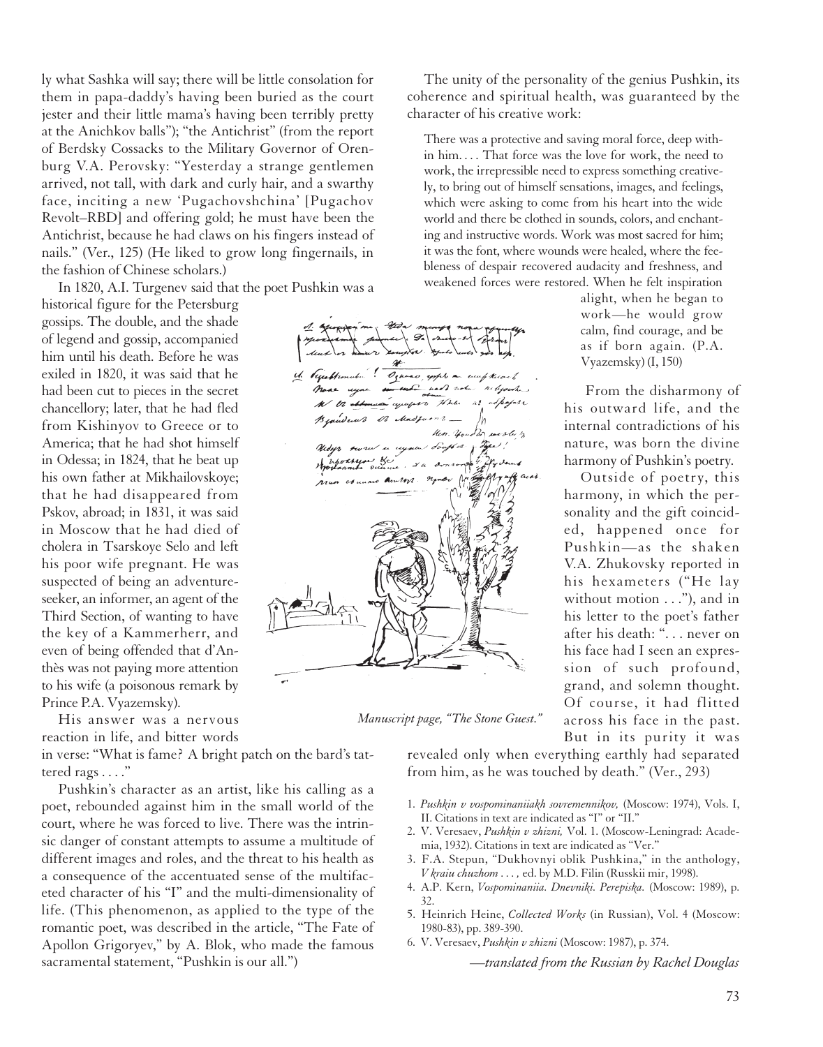ly what Sashka will say; there will be little consolation for them in papa-daddy's having been buried as the court jester and their little mama's having been terribly pretty at the Anichkov balls"); "the Antichrist" (from the report of Berdsky Cossacks to the Military Governor of Orenburg V.A. Perovsky: "Yesterday a strange gentlemen arrived, not tall, with dark and curly hair, and a swarthy face, inciting a new 'Pugachovshchina' [Pugachov Revolt–RBD] and offering gold; he must have been the Antichrist, because he had claws on his fingers instead of nails." (Ver., 125) (He liked to grow long fingernails, in the fashion of Chinese scholars.)

In 1820, A.I. Turgenev said that the poet Pushkin was a historical figure for the Petersburg gossips. The double, and the shade of legend and gossip, accompanied him until his death. Before he was exiled in 1820, it was said that he had been cut to pieces in the secret chancellory; later, that he had fled from Kishinyov to Greece or to America; that he had shot himself in Odessa; in 1824, that he beat up his own father at Mikhailovskoye; that he had disappeared from Pskov, abroad; in 1831, it was said in Moscow that he had died of cholera in Tsarskoye Selo and left his poor wife pregnant. He was suspected of being an adventure-seeker, an informer, an agent of the Third Section, of wanting to have the key of a Kammerherr, and even of being offended that d'Anthès was not paying more attention to his wife (a poisonous remark by Prince P.A. Vyazemsky).

His answer was a nervous reaction in life, and bitter words in verse: "What is fame? A bright patch on the bard's tattered rags . . . ."

Pushkin's character as an artist, like his calling as a poet, rebounded against him in the small world of the court, where he was forced to live. There was the intrinsic danger of constant attempts to assume a multitude of different images and roles, and the threat to his health as a consequence of the accentuated sense of the multifaceted character of his "I" and the multi-dimensionality of life. (This phenomenon, as applied to the type of the romantic poet, was described in the article, "The Fate of Apollon Grigoryev," by A. Blok, who made the famous sacramental statement, "Pushkin is our all.")

*Manuscript page, "The Stone Guest."*

The unity of the personality of the genius Pushkin, its coherence and spiritual health, was guaranteed by the character of his creative work:

> There was a protective and saving moral force, deep within him. . . . That force was the love for work, the need to work, the irrepressible need to express something creatively, to bring out of himself sensations, images, and feelings, which were asking to come from his heart into the wide world and there be clothed in sounds, colors, and enchanting and instructive words. Work was most sacred for him; it was the font, where wounds were healed, where the feebleness of despair recovered audacity and freshness, and weakened forces were restored. When he felt inspiration alight, when he began to work—he would grow calm, find courage, and be as if born again. (P.A. Vyazemsky) (I, 150)

From the disharmony of his outward life, and the internal contradictions of his nature, was born the divine harmony of Pushkin's poetry.

Outside of poetry, this harmony, in which the personality and the gift coincided, happened once for Pushkin—as the shaken V.A. Zhukovsky reported in his hexameters ("He lay without motion . . ."), and in his letter to the poet's father after his death: ". . . never on his face had I seen an expression of such profound, grand, and solemn thought. Of course, it had flitted across his face in the past. But in its purity it was revealed only when everything earthly had separated from him, as he was touched by death." (Ver., 293)

1. *Pushkin v vospominaniiakh sovremennikov,* (Moscow: 1974), Vols. I, II. Citations in text are indicated as "I" or "II."
2. V. Veresaev, *Pushkin v zhizni,* Vol. 1. (Moscow-Leningrad: Academia, 1932). Citations in text are indicated as "Ver."
3. F.A. Stepun, "Dukhovnyi oblik Pushkina," in the anthology, *V kraiu chuzhom . . . ,* ed. by M.D. Filin (Russkii mir, 1998).
4. A.P. Kern, *Vospominaniia. Dnevniki. Perepiska.* (Moscow: 1989), p. 32.
5. Heinrich Heine, *Collected Works* (in Russian), Vol. 4 (Moscow: 1980-83), pp. 389-390.
6. V. Veresaev, *Pushkin v zhizni* (Moscow: 1987), p. 374.

*—translated from the Russian by Rachel Douglas*